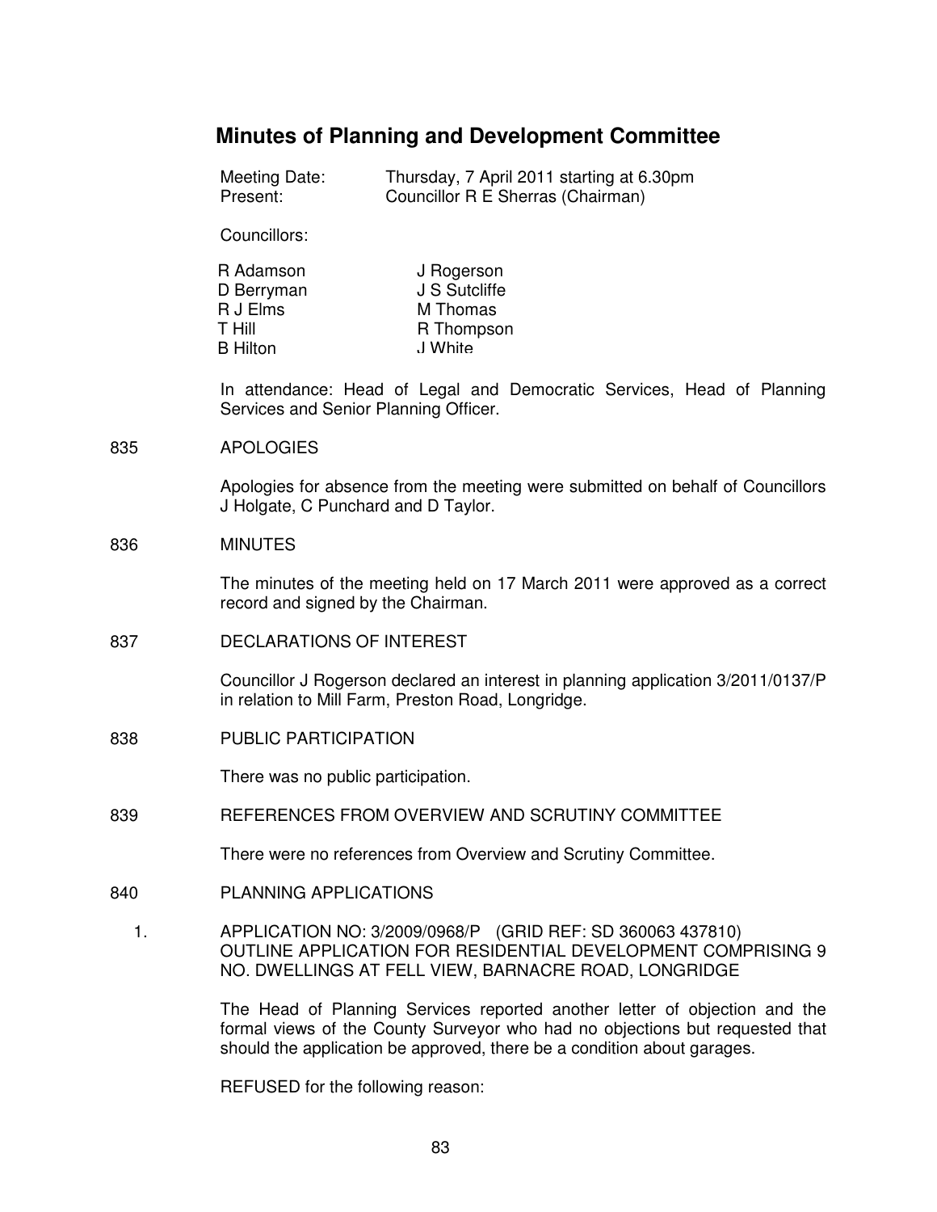# Minutes of Planning and Development Committee

Meeting Date: Thursday, 7 April 2011 starting at 6.30pm
Present: Councillor R E Sherras (Chairman)

Councillors:

| | |
|---|---|
| R Adamson | J Rogerson |
| D Berryman | J S Sutcliffe |
| R J Elms | M Thomas |
| T Hill | R Thompson |
| B Hilton | J White |

In attendance: Head of Legal and Democratic Services, Head of Planning Services and Senior Planning Officer.

835 APOLOGIES

Apologies for absence from the meeting were submitted on behalf of Councillors J Holgate, C Punchard and D Taylor.

836 MINUTES

The minutes of the meeting held on 17 March 2011 were approved as a correct record and signed by the Chairman.

837 DECLARATIONS OF INTEREST

Councillor J Rogerson declared an interest in planning application 3/2011/0137/P in relation to Mill Farm, Preston Road, Longridge.

838 PUBLIC PARTICIPATION

There was no public participation.

839 REFERENCES FROM OVERVIEW AND SCRUTINY COMMITTEE

There were no references from Overview and Scrutiny Committee.

840 PLANNING APPLICATIONS

1. APPLICATION NO: 3/2009/0968/P (GRID REF: SD 360063 437810)
OUTLINE APPLICATION FOR RESIDENTIAL DEVELOPMENT COMPRISING 9 NO. DWELLINGS AT FELL VIEW, BARNACRE ROAD, LONGRIDGE

The Head of Planning Services reported another letter of objection and the formal views of the County Surveyor who had no objections but requested that should the application be approved, there be a condition about garages.

REFUSED for the following reason: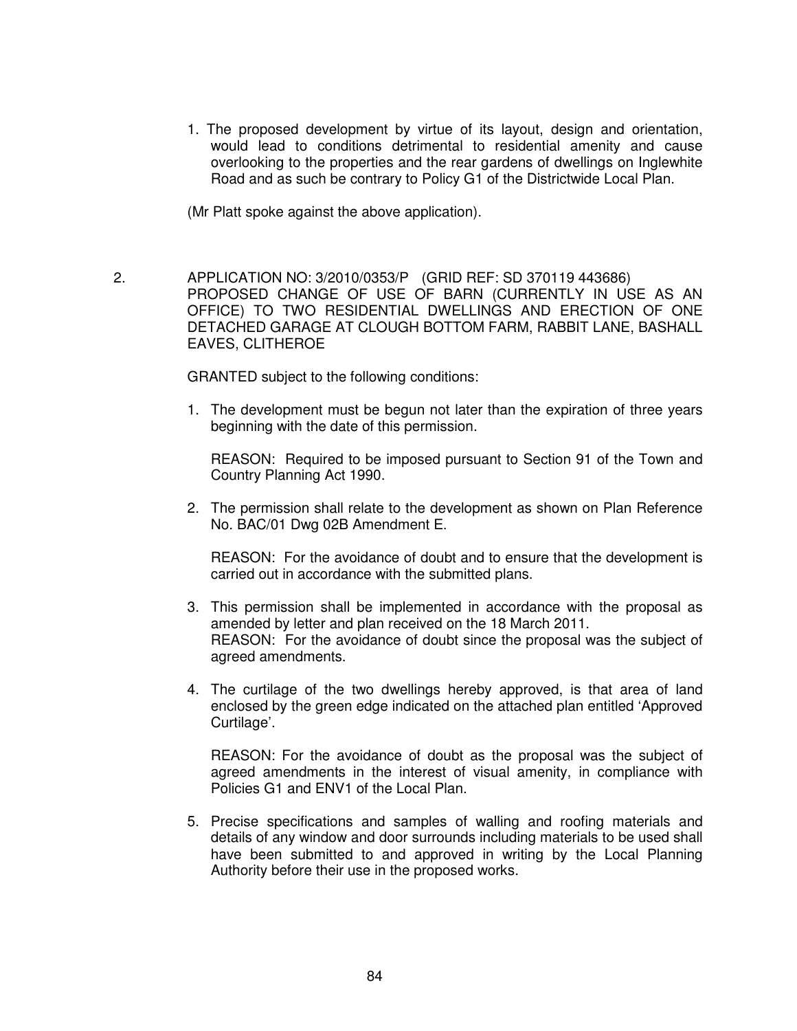1. The proposed development by virtue of its layout, design and orientation, would lead to conditions detrimental to residential amenity and cause overlooking to the properties and the rear gardens of dwellings on Inglewhite Road and as such be contrary to Policy G1 of the Districtwide Local Plan.

(Mr Platt spoke against the above application).

2. APPLICATION NO: 3/2010/0353/P (GRID REF: SD 370119 443686) PROPOSED CHANGE OF USE OF BARN (CURRENTLY IN USE AS AN OFFICE) TO TWO RESIDENTIAL DWELLINGS AND ERECTION OF ONE DETACHED GARAGE AT CLOUGH BOTTOM FARM, RABBIT LANE, BASHALL EAVES, CLITHEROE

GRANTED subject to the following conditions:

1. The development must be begun not later than the expiration of three years beginning with the date of this permission.

   REASON: Required to be imposed pursuant to Section 91 of the Town and Country Planning Act 1990.

2. The permission shall relate to the development as shown on Plan Reference No. BAC/01 Dwg 02B Amendment E.

   REASON: For the avoidance of doubt and to ensure that the development is carried out in accordance with the submitted plans.

3. This permission shall be implemented in accordance with the proposal as amended by letter and plan received on the 18 March 2011.
   REASON: For the avoidance of doubt since the proposal was the subject of agreed amendments.

4. The curtilage of the two dwellings hereby approved, is that area of land enclosed by the green edge indicated on the attached plan entitled 'Approved Curtilage'.

   REASON: For the avoidance of doubt as the proposal was the subject of agreed amendments in the interest of visual amenity, in compliance with Policies G1 and ENV1 of the Local Plan.

5. Precise specifications and samples of walling and roofing materials and details of any window and door surrounds including materials to be used shall have been submitted to and approved in writing by the Local Planning Authority before their use in the proposed works.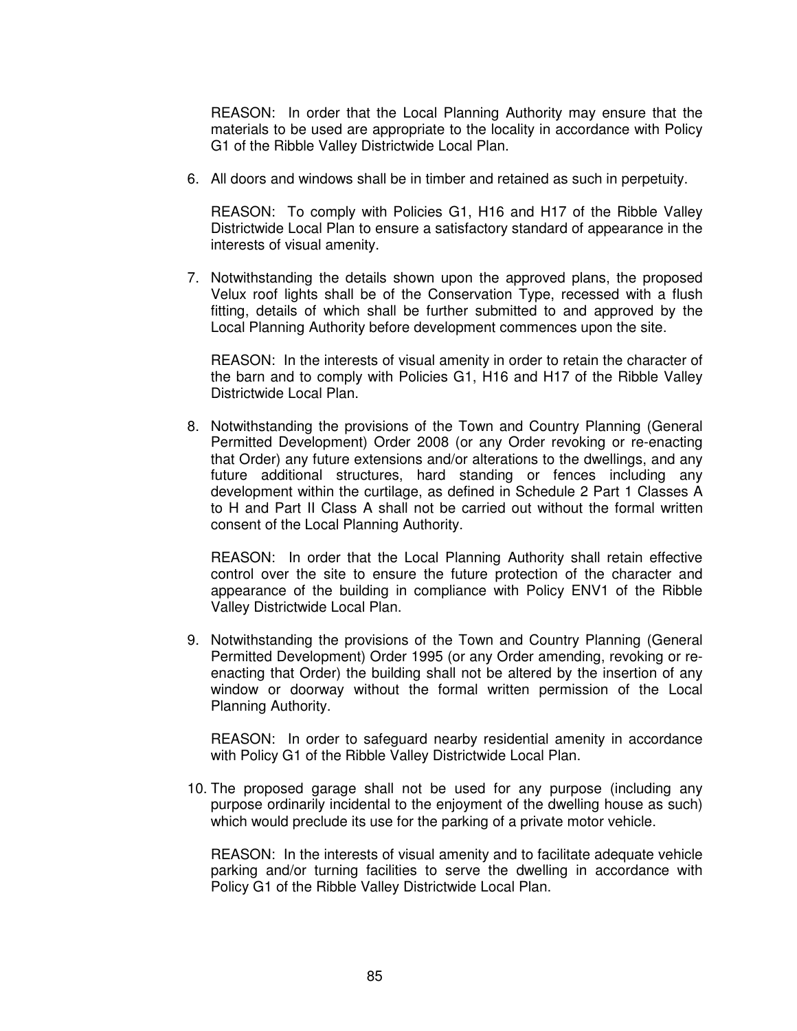REASON: In order that the Local Planning Authority may ensure that the materials to be used are appropriate to the locality in accordance with Policy G1 of the Ribble Valley Districtwide Local Plan.

6. All doors and windows shall be in timber and retained as such in perpetuity.

   REASON: To comply with Policies G1, H16 and H17 of the Ribble Valley Districtwide Local Plan to ensure a satisfactory standard of appearance in the interests of visual amenity.

7. Notwithstanding the details shown upon the approved plans, the proposed Velux roof lights shall be of the Conservation Type, recessed with a flush fitting, details of which shall be further submitted to and approved by the Local Planning Authority before development commences upon the site.

   REASON: In the interests of visual amenity in order to retain the character of the barn and to comply with Policies G1, H16 and H17 of the Ribble Valley Districtwide Local Plan.

8. Notwithstanding the provisions of the Town and Country Planning (General Permitted Development) Order 2008 (or any Order revoking or re-enacting that Order) any future extensions and/or alterations to the dwellings, and any future additional structures, hard standing or fences including any development within the curtilage, as defined in Schedule 2 Part 1 Classes A to H and Part II Class A shall not be carried out without the formal written consent of the Local Planning Authority.

   REASON: In order that the Local Planning Authority shall retain effective control over the site to ensure the future protection of the character and appearance of the building in compliance with Policy ENV1 of the Ribble Valley Districtwide Local Plan.

9. Notwithstanding the provisions of the Town and Country Planning (General Permitted Development) Order 1995 (or any Order amending, revoking or re-enacting that Order) the building shall not be altered by the insertion of any window or doorway without the formal written permission of the Local Planning Authority.

   REASON: In order to safeguard nearby residential amenity in accordance with Policy G1 of the Ribble Valley Districtwide Local Plan.

10. The proposed garage shall not be used for any purpose (including any purpose ordinarily incidental to the enjoyment of the dwelling house as such) which would preclude its use for the parking of a private motor vehicle.

    REASON: In the interests of visual amenity and to facilitate adequate vehicle parking and/or turning facilities to serve the dwelling in accordance with Policy G1 of the Ribble Valley Districtwide Local Plan.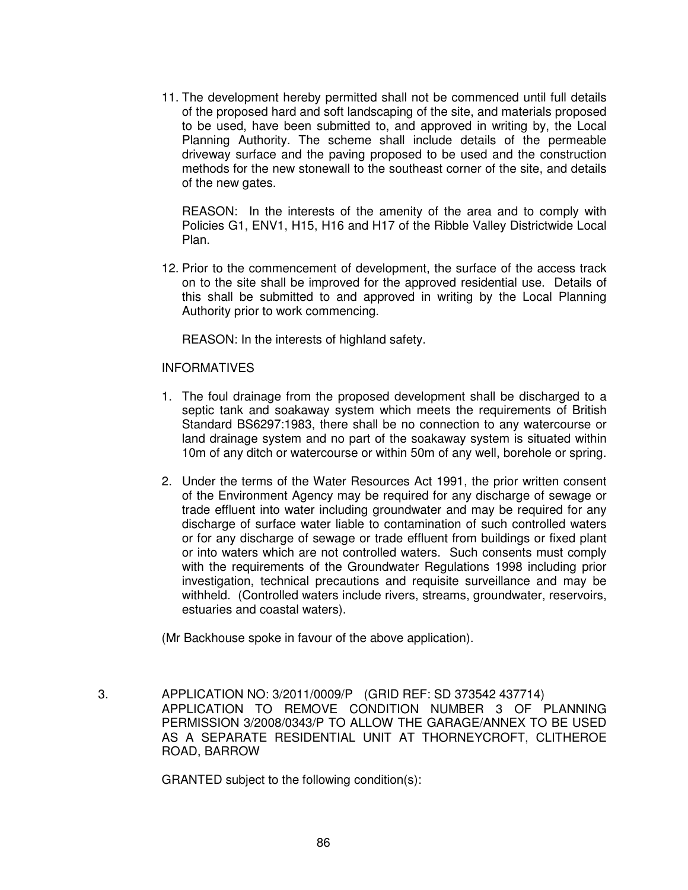11. The development hereby permitted shall not be commenced until full details of the proposed hard and soft landscaping of the site, and materials proposed to be used, have been submitted to, and approved in writing by, the Local Planning Authority. The scheme shall include details of the permeable driveway surface and the paving proposed to be used and the construction methods for the new stonewall to the southeast corner of the site, and details of the new gates.

    REASON: In the interests of the amenity of the area and to comply with Policies G1, ENV1, H15, H16 and H17 of the Ribble Valley Districtwide Local Plan.

12. Prior to the commencement of development, the surface of the access track on to the site shall be improved for the approved residential use. Details of this shall be submitted to and approved in writing by the Local Planning Authority prior to work commencing.

    REASON: In the interests of highland safety.

INFORMATIVES

1. The foul drainage from the proposed development shall be discharged to a septic tank and soakaway system which meets the requirements of British Standard BS6297:1983, there shall be no connection to any watercourse or land drainage system and no part of the soakaway system is situated within 10m of any ditch or watercourse or within 50m of any well, borehole or spring.

2. Under the terms of the Water Resources Act 1991, the prior written consent of the Environment Agency may be required for any discharge of sewage or trade effluent into water including groundwater and may be required for any discharge of surface water liable to contamination of such controlled waters or for any discharge of sewage or trade effluent from buildings or fixed plant or into waters which are not controlled waters. Such consents must comply with the requirements of the Groundwater Regulations 1998 including prior investigation, technical precautions and requisite surveillance and may be withheld. (Controlled waters include rivers, streams, groundwater, reservoirs, estuaries and coastal waters).

(Mr Backhouse spoke in favour of the above application).

3. APPLICATION NO: 3/2011/0009/P (GRID REF: SD 373542 437714)
APPLICATION TO REMOVE CONDITION NUMBER 3 OF PLANNING PERMISSION 3/2008/0343/P TO ALLOW THE GARAGE/ANNEX TO BE USED AS A SEPARATE RESIDENTIAL UNIT AT THORNEYCROFT, CLITHEROE ROAD, BARROW

GRANTED subject to the following condition(s):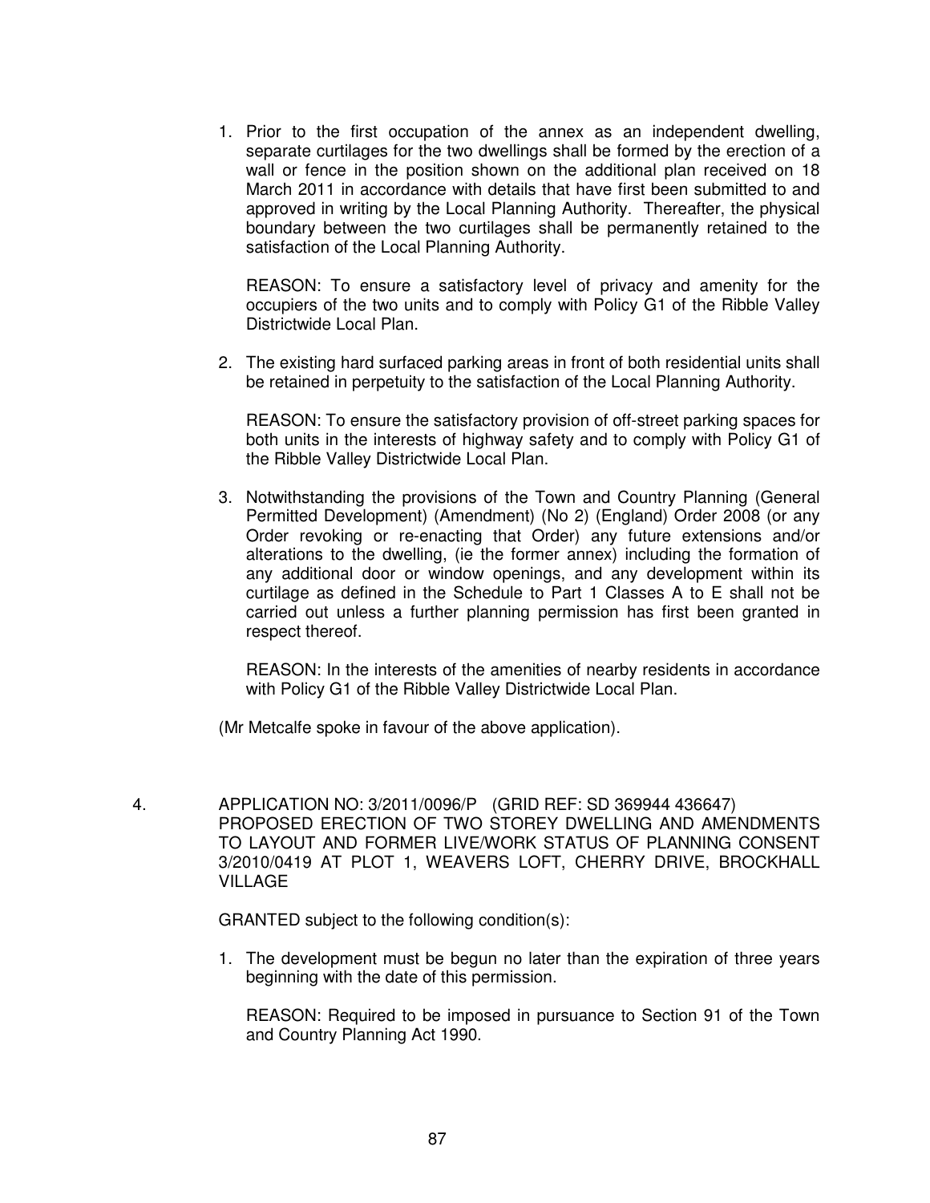1. Prior to the first occupation of the annex as an independent dwelling, separate curtilages for the two dwellings shall be formed by the erection of a wall or fence in the position shown on the additional plan received on 18 March 2011 in accordance with details that have first been submitted to and approved in writing by the Local Planning Authority. Thereafter, the physical boundary between the two curtilages shall be permanently retained to the satisfaction of the Local Planning Authority.

   REASON: To ensure a satisfactory level of privacy and amenity for the occupiers of the two units and to comply with Policy G1 of the Ribble Valley Districtwide Local Plan.

2. The existing hard surfaced parking areas in front of both residential units shall be retained in perpetuity to the satisfaction of the Local Planning Authority.

   REASON: To ensure the satisfactory provision of off-street parking spaces for both units in the interests of highway safety and to comply with Policy G1 of the Ribble Valley Districtwide Local Plan.

3. Notwithstanding the provisions of the Town and Country Planning (General Permitted Development) (Amendment) (No 2) (England) Order 2008 (or any Order revoking or re-enacting that Order) any future extensions and/or alterations to the dwelling, (ie the former annex) including the formation of any additional door or window openings, and any development within its curtilage as defined in the Schedule to Part 1 Classes A to E shall not be carried out unless a further planning permission has first been granted in respect thereof.

   REASON: In the interests of the amenities of nearby residents in accordance with Policy G1 of the Ribble Valley Districtwide Local Plan.

(Mr Metcalfe spoke in favour of the above application).

4. APPLICATION NO: 3/2011/0096/P (GRID REF: SD 369944 436647) PROPOSED ERECTION OF TWO STOREY DWELLING AND AMENDMENTS TO LAYOUT AND FORMER LIVE/WORK STATUS OF PLANNING CONSENT 3/2010/0419 AT PLOT 1, WEAVERS LOFT, CHERRY DRIVE, BROCKHALL VILLAGE

   GRANTED subject to the following condition(s):

   1. The development must be begun no later than the expiration of three years beginning with the date of this permission.

      REASON: Required to be imposed in pursuance to Section 91 of the Town and Country Planning Act 1990.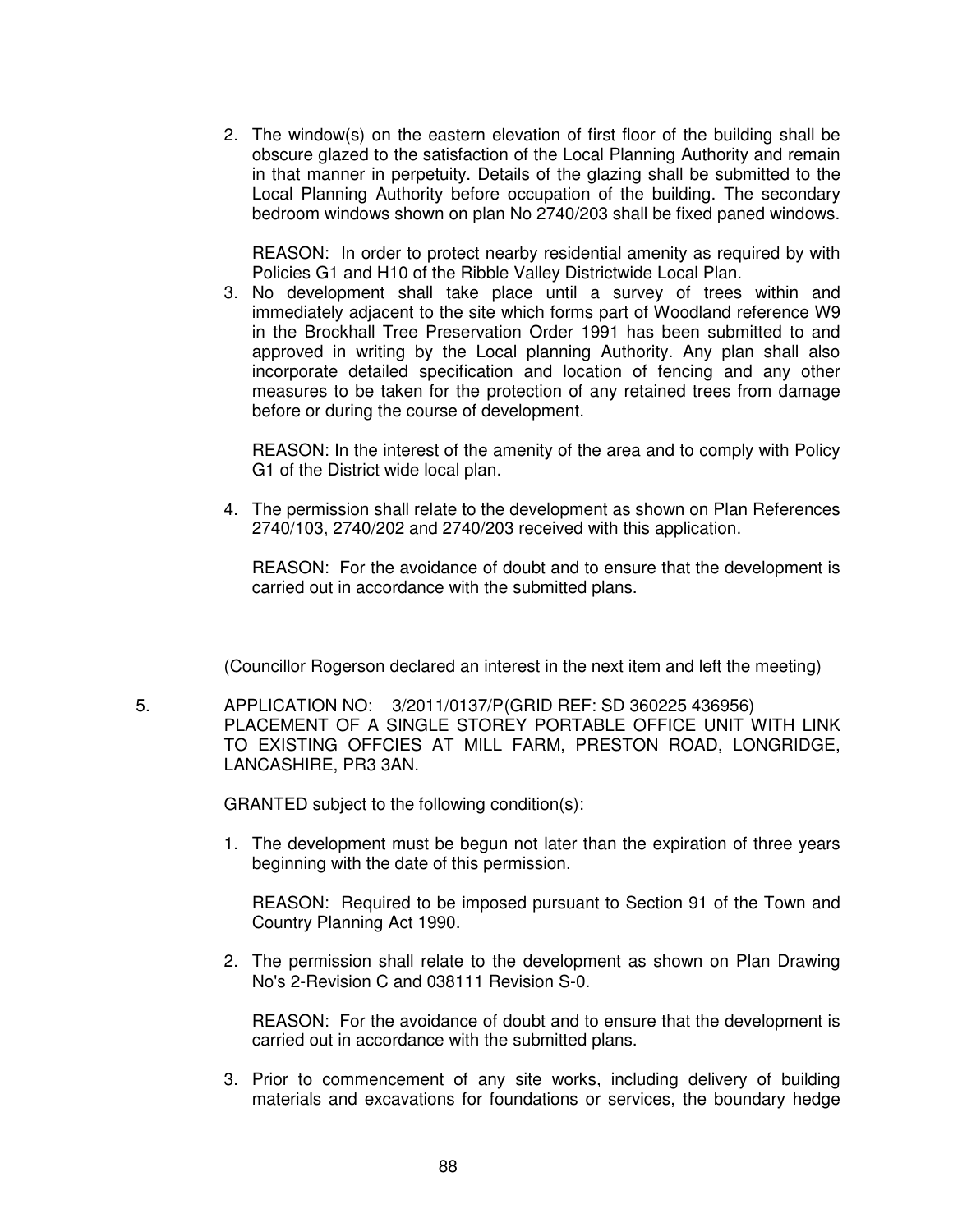2. The window(s) on the eastern elevation of first floor of the building shall be obscure glazed to the satisfaction of the Local Planning Authority and remain in that manner in perpetuity. Details of the glazing shall be submitted to the Local Planning Authority before occupation of the building. The secondary bedroom windows shown on plan No 2740/203 shall be fixed paned windows.

   REASON: In order to protect nearby residential amenity as required by with Policies G1 and H10 of the Ribble Valley Districtwide Local Plan.

3. No development shall take place until a survey of trees within and immediately adjacent to the site which forms part of Woodland reference W9 in the Brockhall Tree Preservation Order 1991 has been submitted to and approved in writing by the Local planning Authority. Any plan shall also incorporate detailed specification and location of fencing and any other measures to be taken for the protection of any retained trees from damage before or during the course of development.

   REASON: In the interest of the amenity of the area and to comply with Policy G1 of the District wide local plan.

4. The permission shall relate to the development as shown on Plan References 2740/103, 2740/202 and 2740/203 received with this application.

   REASON: For the avoidance of doubt and to ensure that the development is carried out in accordance with the submitted plans.

(Councillor Rogerson declared an interest in the next item and left the meeting)

5. APPLICATION NO: 3/2011/0137/P(GRID REF: SD 360225 436956) PLACEMENT OF A SINGLE STOREY PORTABLE OFFICE UNIT WITH LINK TO EXISTING OFFCIES AT MILL FARM, PRESTON ROAD, LONGRIDGE, LANCASHIRE, PR3 3AN.

   GRANTED subject to the following condition(s):

   1. The development must be begun not later than the expiration of three years beginning with the date of this permission.

      REASON: Required to be imposed pursuant to Section 91 of the Town and Country Planning Act 1990.

   2. The permission shall relate to the development as shown on Plan Drawing No's 2-Revision C and 038111 Revision S-0.

      REASON: For the avoidance of doubt and to ensure that the development is carried out in accordance with the submitted plans.

   3. Prior to commencement of any site works, including delivery of building materials and excavations for foundations or services, the boundary hedge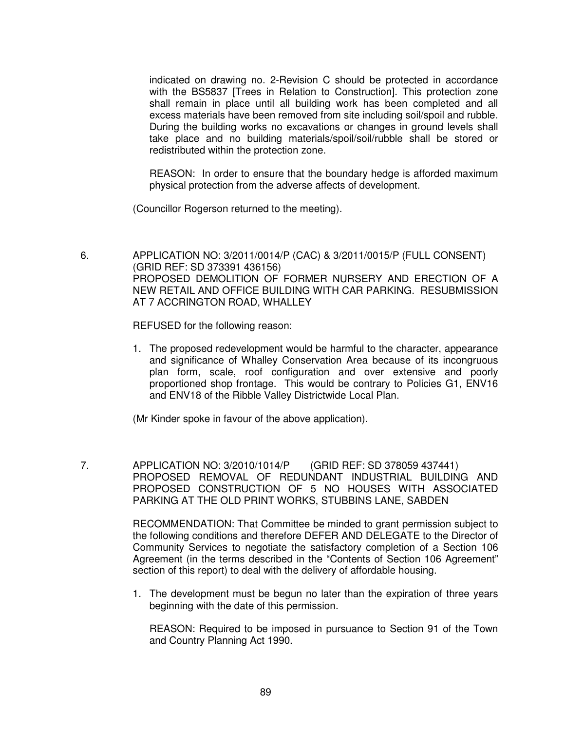indicated on drawing no. 2-Revision C should be protected in accordance with the BS5837 [Trees in Relation to Construction]. This protection zone shall remain in place until all building work has been completed and all excess materials have been removed from site including soil/spoil and rubble. During the building works no excavations or changes in ground levels shall take place and no building materials/spoil/soil/rubble shall be stored or redistributed within the protection zone.

REASON: In order to ensure that the boundary hedge is afforded maximum physical protection from the adverse affects of development.

(Councillor Rogerson returned to the meeting).

6. APPLICATION NO: 3/2011/0014/P (CAC) & 3/2011/0015/P (FULL CONSENT) (GRID REF: SD 373391 436156)
PROPOSED DEMOLITION OF FORMER NURSERY AND ERECTION OF A NEW RETAIL AND OFFICE BUILDING WITH CAR PARKING. RESUBMISSION AT 7 ACCRINGTON ROAD, WHALLEY

REFUSED for the following reason:

1. The proposed redevelopment would be harmful to the character, appearance and significance of Whalley Conservation Area because of its incongruous plan form, scale, roof configuration and over extensive and poorly proportioned shop frontage. This would be contrary to Policies G1, ENV16 and ENV18 of the Ribble Valley Districtwide Local Plan.

(Mr Kinder spoke in favour of the above application).

7. APPLICATION NO: 3/2010/1014/P (GRID REF: SD 378059 437441)
PROPOSED REMOVAL OF REDUNDANT INDUSTRIAL BUILDING AND PROPOSED CONSTRUCTION OF 5 NO HOUSES WITH ASSOCIATED PARKING AT THE OLD PRINT WORKS, STUBBINS LANE, SABDEN

RECOMMENDATION: That Committee be minded to grant permission subject to the following conditions and therefore DEFER AND DELEGATE to the Director of Community Services to negotiate the satisfactory completion of a Section 106 Agreement (in the terms described in the "Contents of Section 106 Agreement" section of this report) to deal with the delivery of affordable housing.

1. The development must be begun no later than the expiration of three years beginning with the date of this permission.

   REASON: Required to be imposed in pursuance to Section 91 of the Town and Country Planning Act 1990.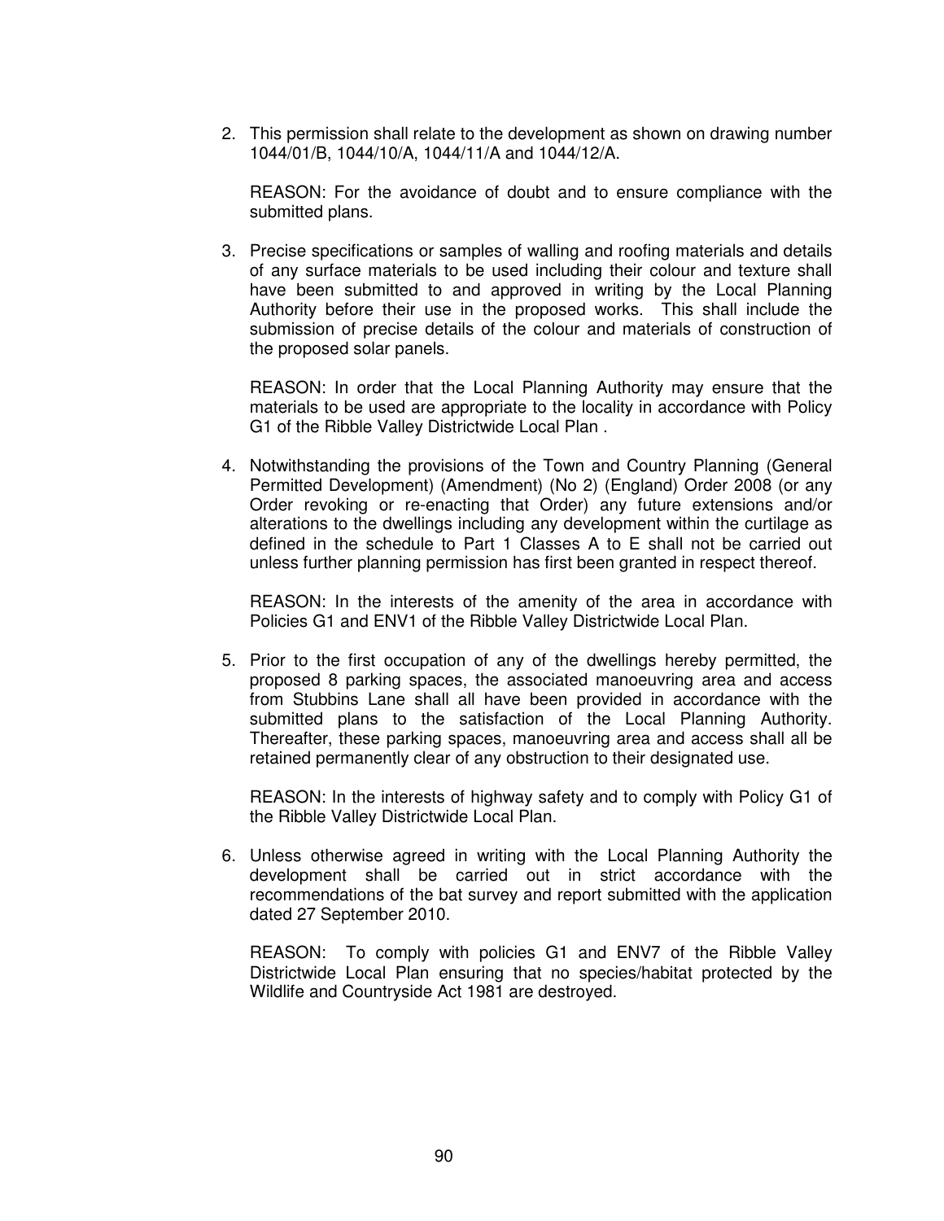2. This permission shall relate to the development as shown on drawing number 1044/01/B, 1044/10/A, 1044/11/A and 1044/12/A.

   REASON: For the avoidance of doubt and to ensure compliance with the submitted plans.

3. Precise specifications or samples of walling and roofing materials and details of any surface materials to be used including their colour and texture shall have been submitted to and approved in writing by the Local Planning Authority before their use in the proposed works. This shall include the submission of precise details of the colour and materials of construction of the proposed solar panels.

   REASON: In order that the Local Planning Authority may ensure that the materials to be used are appropriate to the locality in accordance with Policy G1 of the Ribble Valley Districtwide Local Plan .

4. Notwithstanding the provisions of the Town and Country Planning (General Permitted Development) (Amendment) (No 2) (England) Order 2008 (or any Order revoking or re-enacting that Order) any future extensions and/or alterations to the dwellings including any development within the curtilage as defined in the schedule to Part 1 Classes A to E shall not be carried out unless further planning permission has first been granted in respect thereof.

   REASON: In the interests of the amenity of the area in accordance with Policies G1 and ENV1 of the Ribble Valley Districtwide Local Plan.

5. Prior to the first occupation of any of the dwellings hereby permitted, the proposed 8 parking spaces, the associated manoeuvring area and access from Stubbins Lane shall all have been provided in accordance with the submitted plans to the satisfaction of the Local Planning Authority. Thereafter, these parking spaces, manoeuvring area and access shall all be retained permanently clear of any obstruction to their designated use.

   REASON: In the interests of highway safety and to comply with Policy G1 of the Ribble Valley Districtwide Local Plan.

6. Unless otherwise agreed in writing with the Local Planning Authority the development shall be carried out in strict accordance with the recommendations of the bat survey and report submitted with the application dated 27 September 2010.

   REASON: To comply with policies G1 and ENV7 of the Ribble Valley Districtwide Local Plan ensuring that no species/habitat protected by the Wildlife and Countryside Act 1981 are destroyed.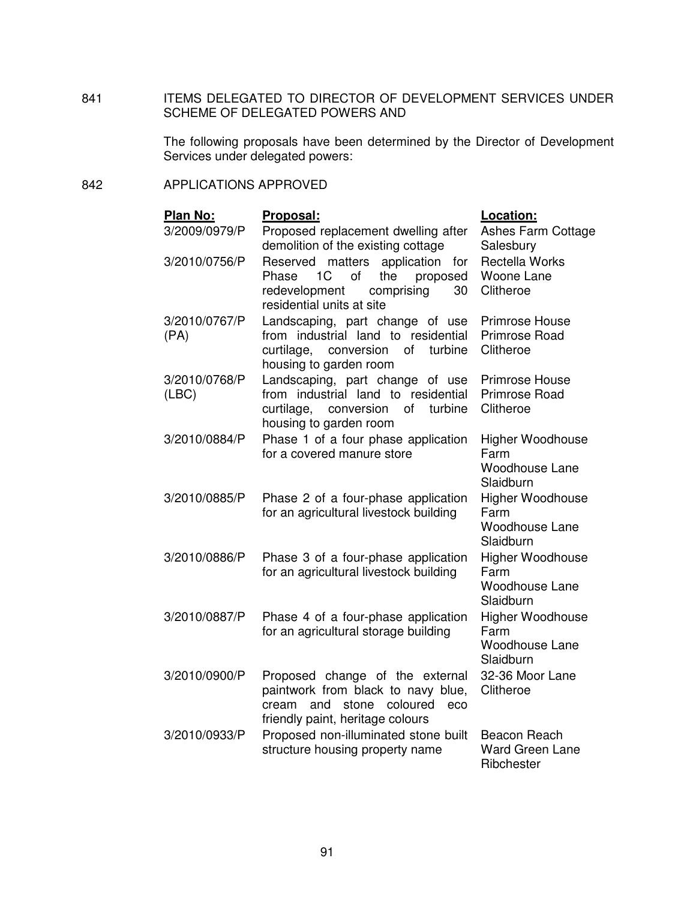841 ITEMS DELEGATED TO DIRECTOR OF DEVELOPMENT SERVICES UNDER SCHEME OF DELEGATED POWERS AND

The following proposals have been determined by the Director of Development Services under delegated powers:

842 APPLICATIONS APPROVED

| Plan No: | Proposal: | Location: |
|---|---|---|
| 3/2009/0979/P | Proposed replacement dwelling after demolition of the existing cottage | Ashes Farm Cottage Salesbury |
| 3/2010/0756/P | Reserved matters application for Phase 1C of the proposed redevelopment comprising 30 residential units at site | Rectella Works Woone Lane Clitheroe |
| 3/2010/0767/P (PA) | Landscaping, part change of use from industrial land to residential curtilage, conversion of turbine housing to garden room | Primrose House Primrose Road Clitheroe |
| 3/2010/0768/P (LBC) | Landscaping, part change of use from industrial land to residential curtilage, conversion of turbine housing to garden room | Primrose House Primrose Road Clitheroe |
| 3/2010/0884/P | Phase 1 of a four phase application for a covered manure store | Higher Woodhouse Farm Woodhouse Lane Slaidburn |
| 3/2010/0885/P | Phase 2 of a four-phase application for an agricultural livestock building | Higher Woodhouse Farm Woodhouse Lane Slaidburn |
| 3/2010/0886/P | Phase 3 of a four-phase application for an agricultural livestock building | Higher Woodhouse Farm Woodhouse Lane Slaidburn |
| 3/2010/0887/P | Phase 4 of a four-phase application for an agricultural storage building | Higher Woodhouse Farm Woodhouse Lane Slaidburn |
| 3/2010/0900/P | Proposed change of the external paintwork from black to navy blue, cream and stone coloured eco friendly paint, heritage colours | 32-36 Moor Lane Clitheroe |
| 3/2010/0933/P | Proposed non-illuminated stone built structure housing property name | Beacon Reach Ward Green Lane Ribchester |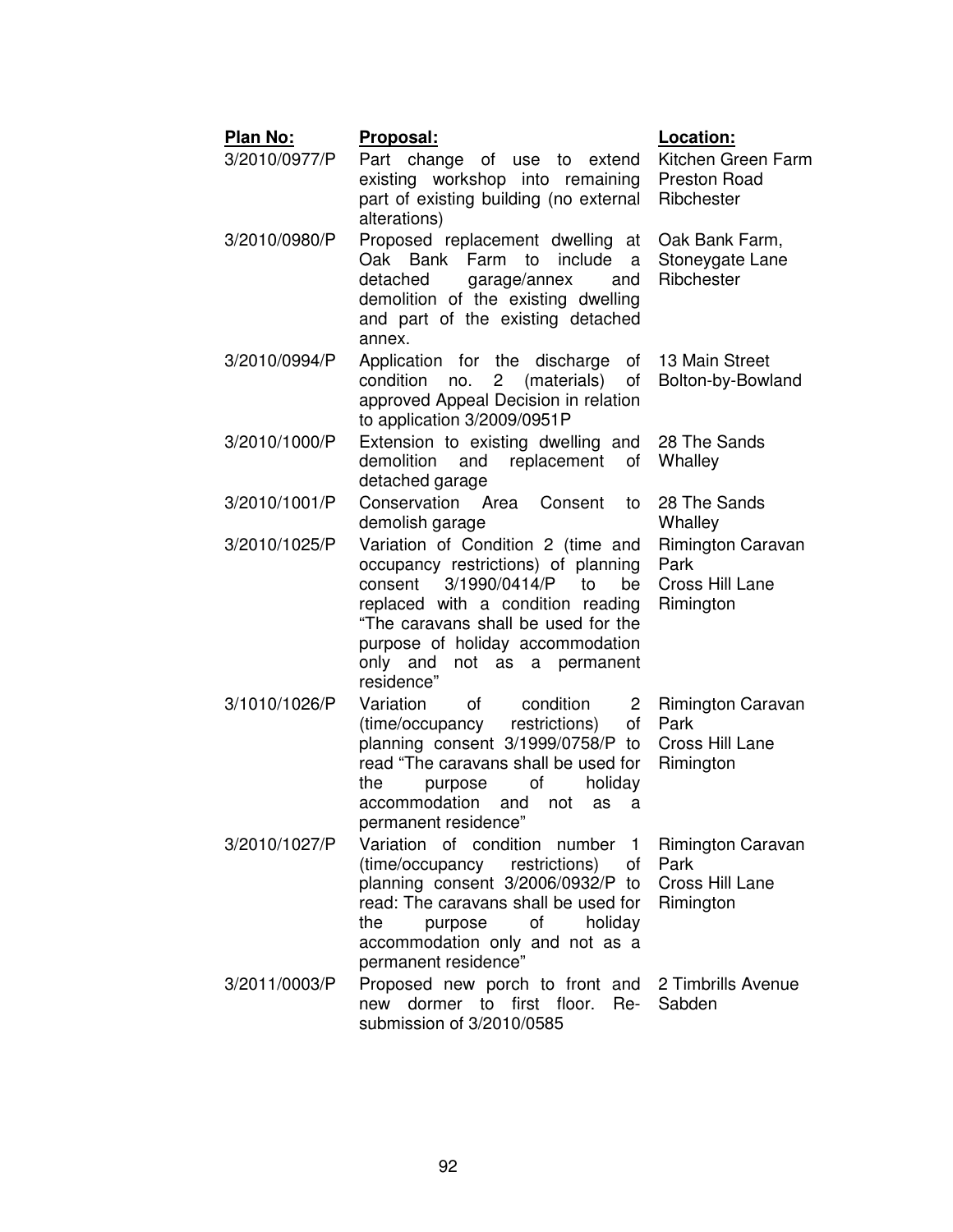| Plan No: | Proposal: | Location: |
|---|---|---|
| 3/2010/0977/P | Part change of use to extend existing workshop into remaining part of existing building (no external alterations) | Kitchen Green Farm Preston Road Ribchester |
| 3/2010/0980/P | Proposed replacement dwelling at Oak Bank Farm to include a detached garage/annex and demolition of the existing dwelling and part of the existing detached annex. | Oak Bank Farm, Stoneygate Lane Ribchester |
| 3/2010/0994/P | Application for the discharge of condition no. 2 (materials) of approved Appeal Decision in relation to application 3/2009/0951P | 13 Main Street Bolton-by-Bowland |
| 3/2010/1000/P | Extension to existing dwelling and demolition and replacement of detached garage | 28 The Sands Whalley |
| 3/2010/1001/P | Conservation Area Consent to demolish garage | 28 The Sands Whalley |
| 3/2010/1025/P | Variation of Condition 2 (time and occupancy restrictions) of planning consent 3/1990/0414/P to be replaced with a condition reading "The caravans shall be used for the purpose of holiday accommodation only and not as a permanent residence" | Rimington Caravan Park Cross Hill Lane Rimington |
| 3/1010/1026/P | Variation of condition 2 (time/occupancy restrictions) of planning consent 3/1999/0758/P to read "The caravans shall be used for the purpose of holiday accommodation and not as a permanent residence" | Rimington Caravan Park Cross Hill Lane Rimington |
| 3/2010/1027/P | Variation of condition number 1 (time/occupancy restrictions) of planning consent 3/2006/0932/P to read: The caravans shall be used for the purpose of holiday accommodation only and not as a permanent residence" | Rimington Caravan Park Cross Hill Lane Rimington |
| 3/2011/0003/P | Proposed new porch to front and new dormer to first floor. Re-submission of 3/2010/0585 | 2 Timbrills Avenue Sabden |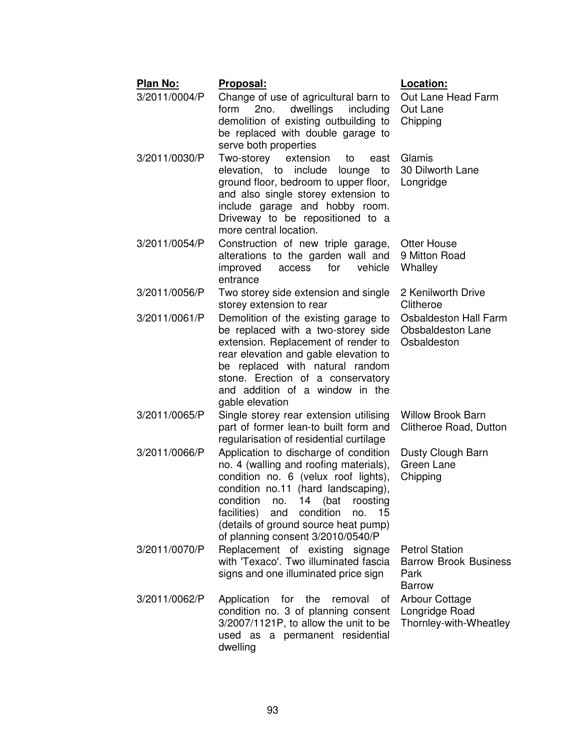| Plan No: | Proposal: | Location: |
|---|---|---|
| 3/2011/0004/P | Change of use of agricultural barn to form 2no. dwellings including demolition of existing outbuilding to be replaced with double garage to serve both properties | Out Lane Head Farm Out Lane Chipping |
| 3/2011/0030/P | Two-storey extension to east elevation, to include lounge to ground floor, bedroom to upper floor, and also single storey extension to include garage and hobby room. Driveway to be repositioned to a more central location. | Glamis 30 Dilworth Lane Longridge |
| 3/2011/0054/P | Construction of new triple garage, alterations to the garden wall and improved access for vehicle entrance | Otter House 9 Mitton Road Whalley |
| 3/2011/0056/P | Two storey side extension and single storey extension to rear | 2 Kenilworth Drive Clitheroe |
| 3/2011/0061/P | Demolition of the existing garage to be replaced with a two-storey side extension. Replacement of render to rear elevation and gable elevation to be replaced with natural random stone. Erection of a conservatory and addition of a window in the gable elevation | Osbaldeston Hall Farm Obsbaldeston Lane Osbaldeston |
| 3/2011/0065/P | Single storey rear extension utilising part of former lean-to built form and regularisation of residential curtilage | Willow Brook Barn Clitheroe Road, Dutton |
| 3/2011/0066/P | Application to discharge of condition no. 4 (walling and roofing materials), condition no. 6 (velux roof lights), condition no.11 (hard landscaping), condition no. 14 (bat roosting facilities) and condition no. 15 (details of ground source heat pump) of planning consent 3/2010/0540/P | Dusty Clough Barn Green Lane Chipping |
| 3/2011/0070/P | Replacement of existing signage with 'Texaco'. Two illuminated fascia signs and one illuminated price sign | Petrol Station Barrow Brook Business Park Barrow |
| 3/2011/0062/P | Application for the removal of condition no. 3 of planning consent 3/2007/1121P, to allow the unit to be used as a permanent residential dwelling | Arbour Cottage Longridge Road Thornley-with-Wheatley |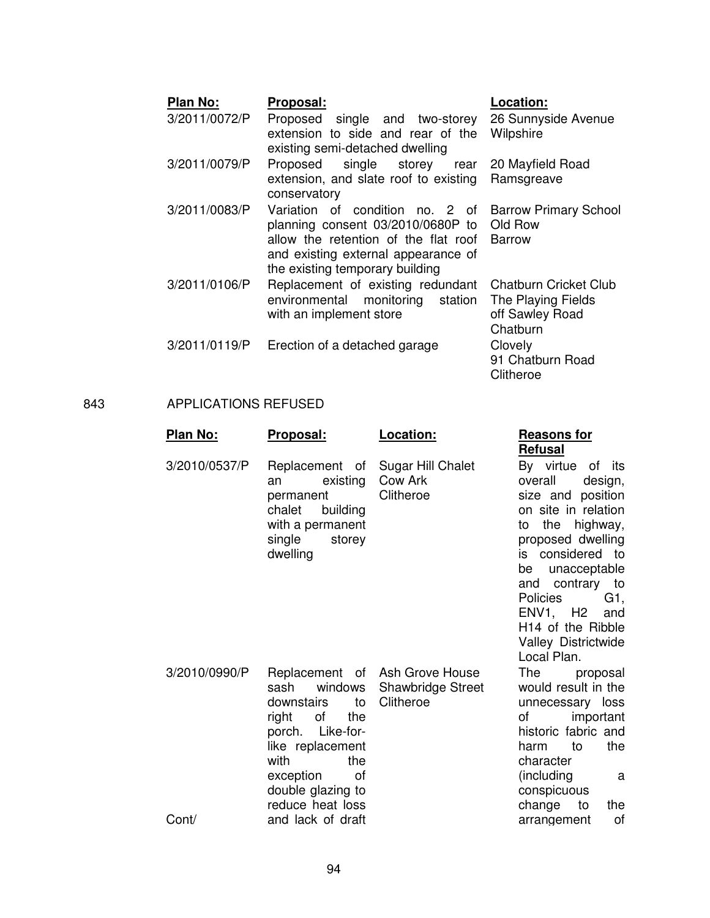| Plan No: | Proposal: | Location: |
|---|---|---|
| 3/2011/0072/P | Proposed single and two-storey extension to side and rear of the existing semi-detached dwelling | 26 Sunnyside Avenue Wilpshire |
| 3/2011/0079/P | Proposed single storey rear extension, and slate roof to existing conservatory | 20 Mayfield Road Ramsgreave |
| 3/2011/0083/P | Variation of condition no. 2 of planning consent 03/2010/0680P to allow the retention of the flat roof and existing external appearance of the existing temporary building | Barrow Primary School Old Row Barrow |
| 3/2011/0106/P | Replacement of existing redundant environmental monitoring station with an implement store | Chatburn Cricket Club The Playing Fields off Sawley Road Chatburn |
| 3/2011/0119/P | Erection of a detached garage | Clovely 91 Chatburn Road Clitheroe |

843 APPLICATIONS REFUSED

| Plan No: | Proposal: | Location: | Reasons for Refusal |
|---|---|---|---|
| 3/2010/0537/P | Replacement of an existing permanent chalet building with a permanent single storey dwelling | Sugar Hill Chalet Cow Ark Clitheroe | By virtue of its overall design, size and position on site in relation to the highway, proposed dwelling is considered to be unacceptable and contrary to Policies G1, ENV1, H2 and H14 of the Ribble Valley Districtwide Local Plan. |
| 3/2010/0990/P Cont/ | Replacement of sash windows downstairs to right of the porch. Like-for-like replacement with the exception of double glazing to reduce heat loss and lack of draft | Ash Grove House Shawbridge Street Clitheroe | The proposal would result in the unnecessary loss of important historic fabric and harm to the character (including a conspicuous change to the arrangement of |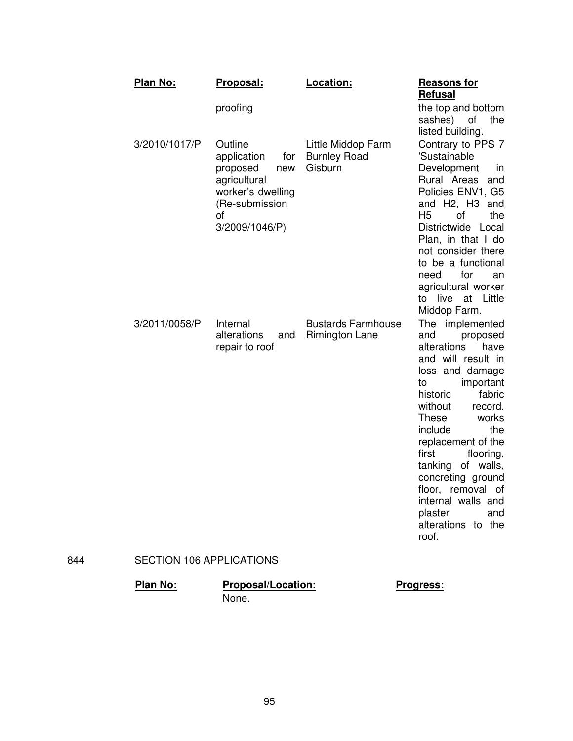| Plan No: | Proposal: | Location: | Reasons for Refusal |
|---|---|---|---|
| | proofing | | the top and bottom sashes) of the listed building. |
| 3/2010/1017/P | Outline application for proposed new agricultural worker's dwelling (Re-submission of 3/2009/1046/P) | Little Middop Farm Burnley Road Gisburn | Contrary to PPS 7 'Sustainable Development in Rural Areas and Policies ENV1, G5 and H2, H3 and H5 of the Districtwide Local Plan, in that I do not consider there to be a functional need for an agricultural worker to live at Little Middop Farm. |
| 3/2011/0058/P | Internal alterations and repair to roof | Bustards Farmhouse Rimington Lane | The implemented and proposed alterations have and will result in loss and damage to important historic fabric without record. These works include the replacement of the first flooring, tanking of walls, concreting ground floor, removal of internal walls and plaster and alterations to the roof. |

844 SECTION 106 APPLICATIONS

| Plan No: | Proposal/Location: | Progress: |
|---|---|---|
| | None. | |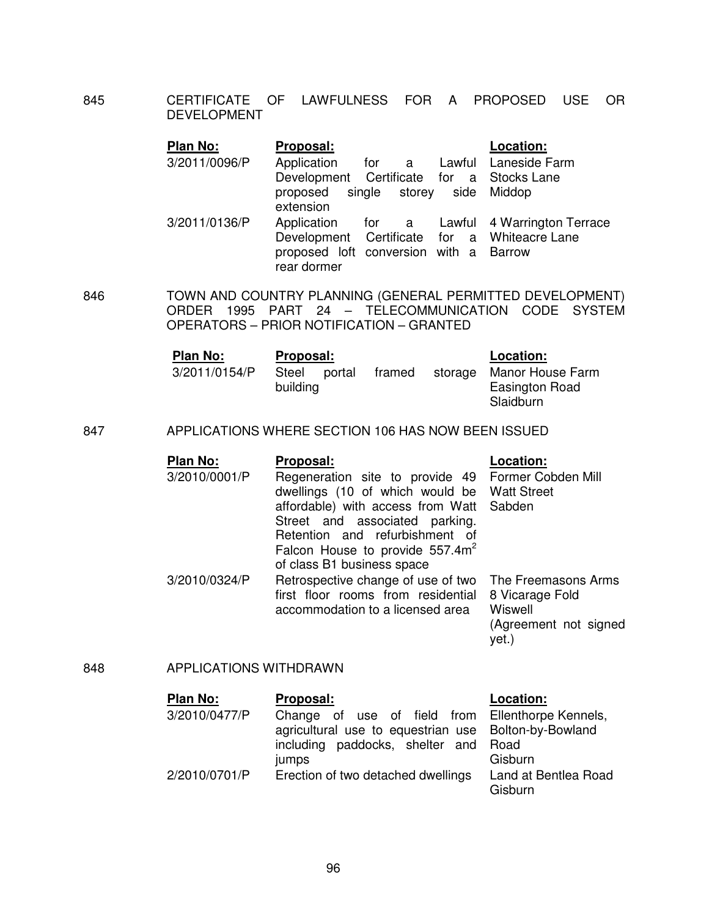845 CERTIFICATE OF LAWFULNESS FOR A PROPOSED USE OR DEVELOPMENT

| Plan No: | Proposal: | Location: |
|---|---|---|
| 3/2011/0096/P | Application for a Lawful Development Certificate for a proposed single storey side extension | Laneside Farm Stocks Lane Middop |
| 3/2011/0136/P | Application for a Lawful Development Certificate for a proposed loft conversion with a rear dormer | 4 Warrington Terrace Whiteacre Lane Barrow |

846 TOWN AND COUNTRY PLANNING (GENERAL PERMITTED DEVELOPMENT) ORDER 1995 PART 24 – TELECOMMUNICATION CODE SYSTEM OPERATORS – PRIOR NOTIFICATION – GRANTED

| Plan No: | Proposal: | Location: |
|---|---|---|
| 3/2011/0154/P | Steel portal framed storage building | Manor House Farm Easington Road Slaidburn |

847 APPLICATIONS WHERE SECTION 106 HAS NOW BEEN ISSUED

| Plan No: | Proposal: | Location: |
|---|---|---|
| 3/2010/0001/P | Regeneration site to provide 49 dwellings (10 of which would be affordable) with access from Watt Street and associated parking. Retention and refurbishment of Falcon House to provide 557.4m$^2$ of class B1 business space | Former Cobden Mill Watt Street Sabden |
| 3/2010/0324/P | Retrospective change of use of two first floor rooms from residential accommodation to a licensed area | The Freemasons Arms 8 Vicarage Fold Wiswell (Agreement not signed yet.) |

848 APPLICATIONS WITHDRAWN

| Plan No: | Proposal: | Location: |
|---|---|---|
| 3/2010/0477/P | Change of use of field from agricultural use to equestrian use including paddocks, shelter and jumps | Ellenthorpe Kennels, Bolton-by-Bowland Road Gisburn |
| 2/2010/0701/P | Erection of two detached dwellings | Land at Bentlea Road Gisburn |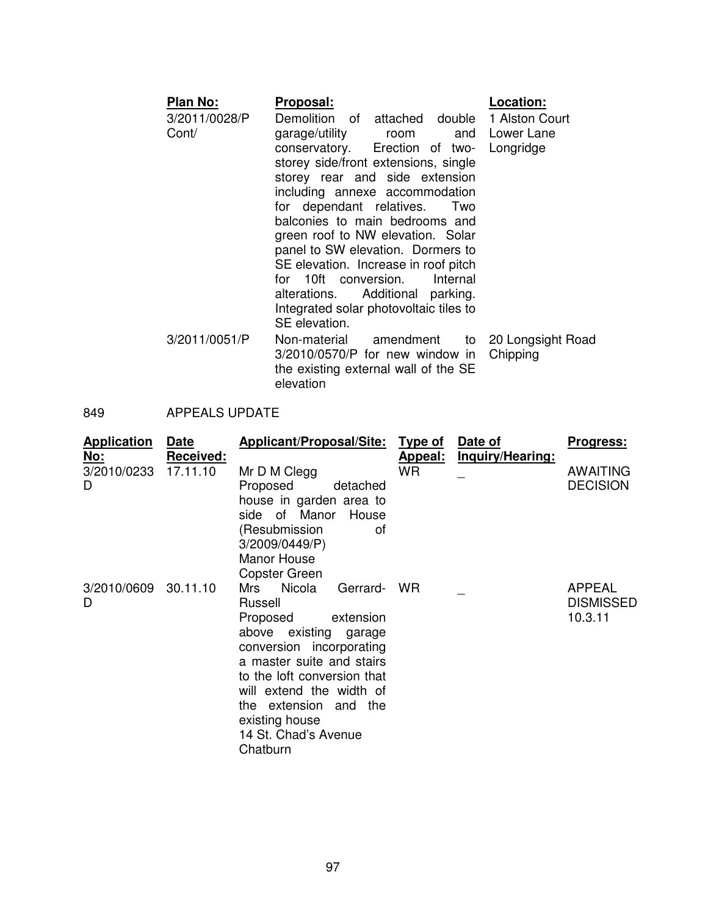| Plan No: | Proposal: | Location: |
| --- | --- | --- |
| 3/2011/0028/P Cont/ | Demolition of attached double garage/utility room and conservatory. Erection of two-storey side/front extensions, single storey rear and side extension including annexe accommodation for dependant relatives. Two balconies to main bedrooms and green roof to NW elevation. Solar panel to SW elevation. Dormers to SE elevation. Increase in roof pitch for 10ft conversion. Internal alterations. Additional parking. Integrated solar photovoltaic tiles to SE elevation. | 1 Alston Court Lower Lane Longridge |
| 3/2011/0051/P | Non-material amendment to 3/2010/0570/P for new window in the existing external wall of the SE elevation | 20 Longsight Road Chipping |

849 APPEALS UPDATE

| Application No: | Date Received: | Applicant/Proposal/Site: | Type of Appeal: | Date of Inquiry/Hearing: | Progress: |
| --- | --- | --- | --- | --- | --- |
| 3/2010/0233D | 17.11.10 | Mr D M Clegg Proposed detached house in garden area to side of Manor House (Resubmission of 3/2009/0449/P) Manor House Copster Green | WR | _ | AWAITING DECISION |
| 3/2010/0609D | 30.11.10 | Mrs Nicola Gerrard-Russell Proposed extension above existing garage conversion incorporating a master suite and stairs to the loft conversion that will extend the width of the extension and the existing house 14 St. Chad's Avenue Chatburn | WR | _ | APPEAL DISMISSED 10.3.11 |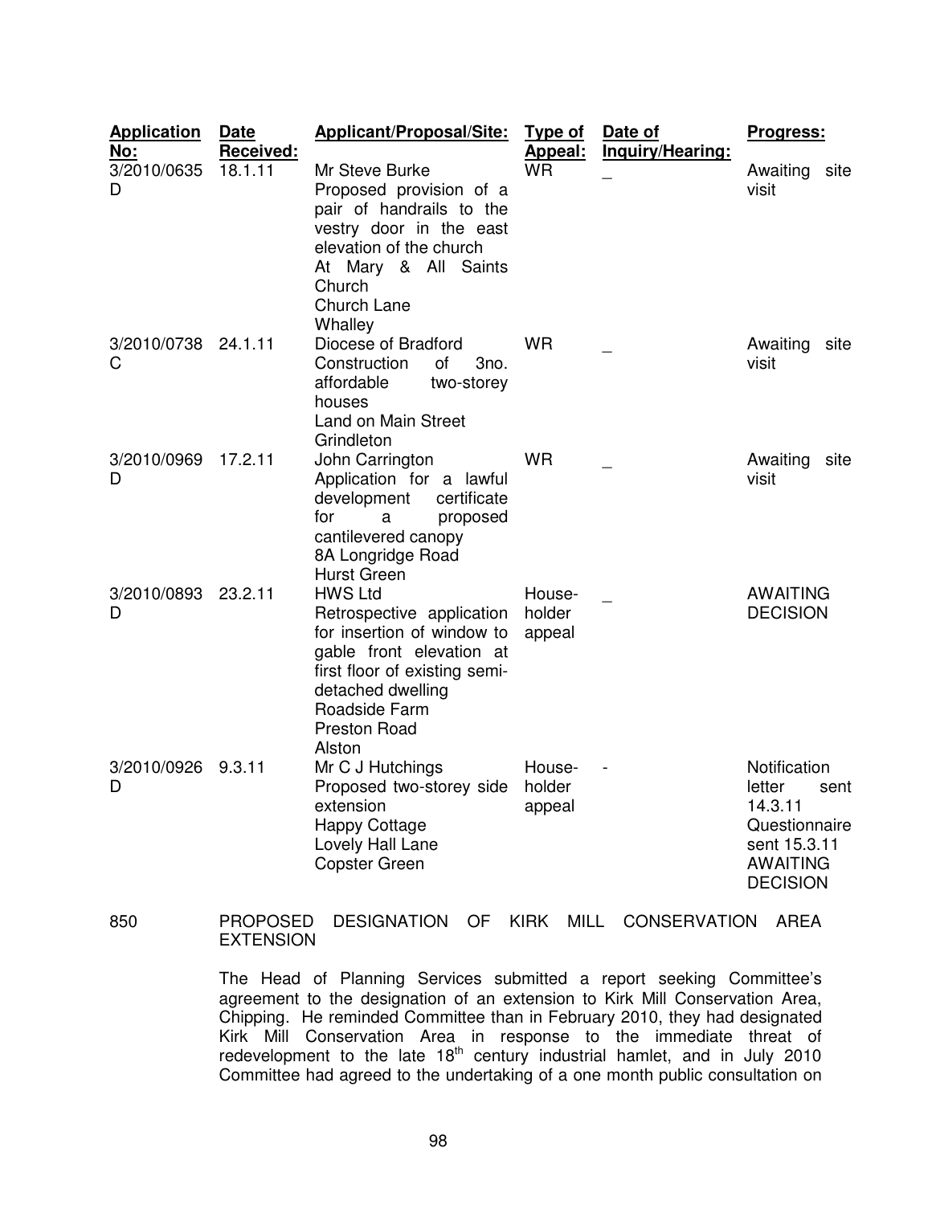| Application No: | Date Received: | Applicant/Proposal/Site: | Type of Appeal: | Date of Inquiry/Hearing: | Progress: |
|---|---|---|---|---|---|
| 3/2010/0635 D | 18.1.11 | Mr Steve Burke<br>Proposed provision of a pair of handrails to the vestry door in the east elevation of the church<br>At Mary & All Saints Church<br>Church Lane<br>Whalley | WR | _ | Awaiting site visit |
| 3/2010/0738 C | 24.1.11 | Diocese of Bradford<br>Construction of 3no. affordable two-storey houses<br>Land on Main Street<br>Grindleton | WR | _ | Awaiting site visit |
| 3/2010/0969 D | 17.2.11 | John Carrington<br>Application for a lawful development certificate for a proposed cantilevered canopy<br>8A Longridge Road<br>Hurst Green | WR | _ | Awaiting site visit |
| 3/2010/0893 D | 23.2.11 | HWS Ltd<br>Retrospective application for insertion of window to gable front elevation at first floor of existing semi-detached dwelling<br>Roadside Farm<br>Preston Road<br>Alston | House-holder appeal | _ | AWAITING DECISION |
| 3/2010/0926 D | 9.3.11 | Mr C J Hutchings<br>Proposed two-storey side extension<br>Happy Cottage<br>Lovely Hall Lane<br>Copster Green | House-holder appeal | - | Notification letter sent 14.3.11<br>Questionnaire sent 15.3.11<br>AWAITING DECISION |

850 PROPOSED DESIGNATION OF KIRK MILL CONSERVATION AREA EXTENSION

The Head of Planning Services submitted a report seeking Committee's agreement to the designation of an extension to Kirk Mill Conservation Area, Chipping. He reminded Committee than in February 2010, they had designated Kirk Mill Conservation Area in response to the immediate threat of redevelopment to the late 18th century industrial hamlet, and in July 2010 Committee had agreed to the undertaking of a one month public consultation on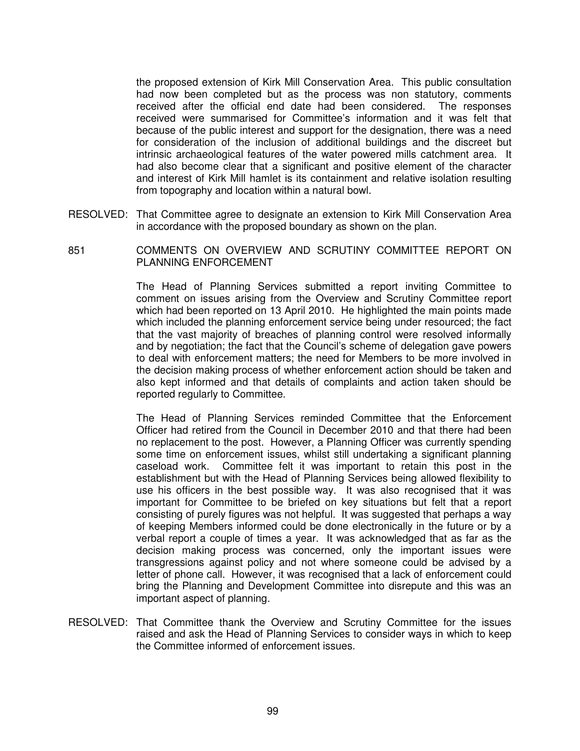the proposed extension of Kirk Mill Conservation Area. This public consultation had now been completed but as the process was non statutory, comments received after the official end date had been considered. The responses received were summarised for Committee's information and it was felt that because of the public interest and support for the designation, there was a need for consideration of the inclusion of additional buildings and the discreet but intrinsic archaeological features of the water powered mills catchment area. It had also become clear that a significant and positive element of the character and interest of Kirk Mill hamlet is its containment and relative isolation resulting from topography and location within a natural bowl.

RESOLVED: That Committee agree to designate an extension to Kirk Mill Conservation Area in accordance with the proposed boundary as shown on the plan.

851 COMMENTS ON OVERVIEW AND SCRUTINY COMMITTEE REPORT ON PLANNING ENFORCEMENT

The Head of Planning Services submitted a report inviting Committee to comment on issues arising from the Overview and Scrutiny Committee report which had been reported on 13 April 2010. He highlighted the main points made which included the planning enforcement service being under resourced; the fact that the vast majority of breaches of planning control were resolved informally and by negotiation; the fact that the Council's scheme of delegation gave powers to deal with enforcement matters; the need for Members to be more involved in the decision making process of whether enforcement action should be taken and also kept informed and that details of complaints and action taken should be reported regularly to Committee.

The Head of Planning Services reminded Committee that the Enforcement Officer had retired from the Council in December 2010 and that there had been no replacement to the post. However, a Planning Officer was currently spending some time on enforcement issues, whilst still undertaking a significant planning caseload work. Committee felt it was important to retain this post in the establishment but with the Head of Planning Services being allowed flexibility to use his officers in the best possible way. It was also recognised that it was important for Committee to be briefed on key situations but felt that a report consisting of purely figures was not helpful. It was suggested that perhaps a way of keeping Members informed could be done electronically in the future or by a verbal report a couple of times a year. It was acknowledged that as far as the decision making process was concerned, only the important issues were transgressions against policy and not where someone could be advised by a letter of phone call. However, it was recognised that a lack of enforcement could bring the Planning and Development Committee into disrepute and this was an important aspect of planning.

RESOLVED: That Committee thank the Overview and Scrutiny Committee for the issues raised and ask the Head of Planning Services to consider ways in which to keep the Committee informed of enforcement issues.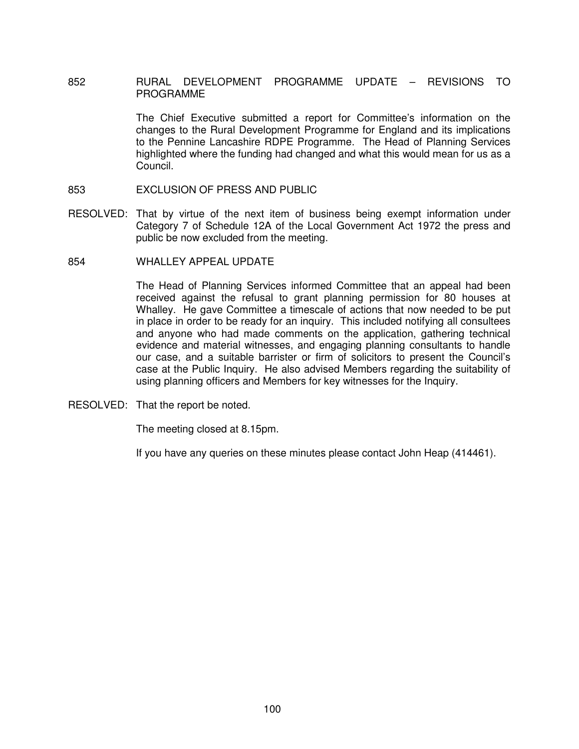852 RURAL DEVELOPMENT PROGRAMME UPDATE – REVISIONS TO PROGRAMME

The Chief Executive submitted a report for Committee's information on the changes to the Rural Development Programme for England and its implications to the Pennine Lancashire RDPE Programme. The Head of Planning Services highlighted where the funding had changed and what this would mean for us as a Council.

853 EXCLUSION OF PRESS AND PUBLIC

RESOLVED: That by virtue of the next item of business being exempt information under Category 7 of Schedule 12A of the Local Government Act 1972 the press and public be now excluded from the meeting.

854 WHALLEY APPEAL UPDATE

The Head of Planning Services informed Committee that an appeal had been received against the refusal to grant planning permission for 80 houses at Whalley. He gave Committee a timescale of actions that now needed to be put in place in order to be ready for an inquiry. This included notifying all consultees and anyone who had made comments on the application, gathering technical evidence and material witnesses, and engaging planning consultants to handle our case, and a suitable barrister or firm of solicitors to present the Council's case at the Public Inquiry. He also advised Members regarding the suitability of using planning officers and Members for key witnesses for the Inquiry.

RESOLVED: That the report be noted.

The meeting closed at 8.15pm.

If you have any queries on these minutes please contact John Heap (414461).